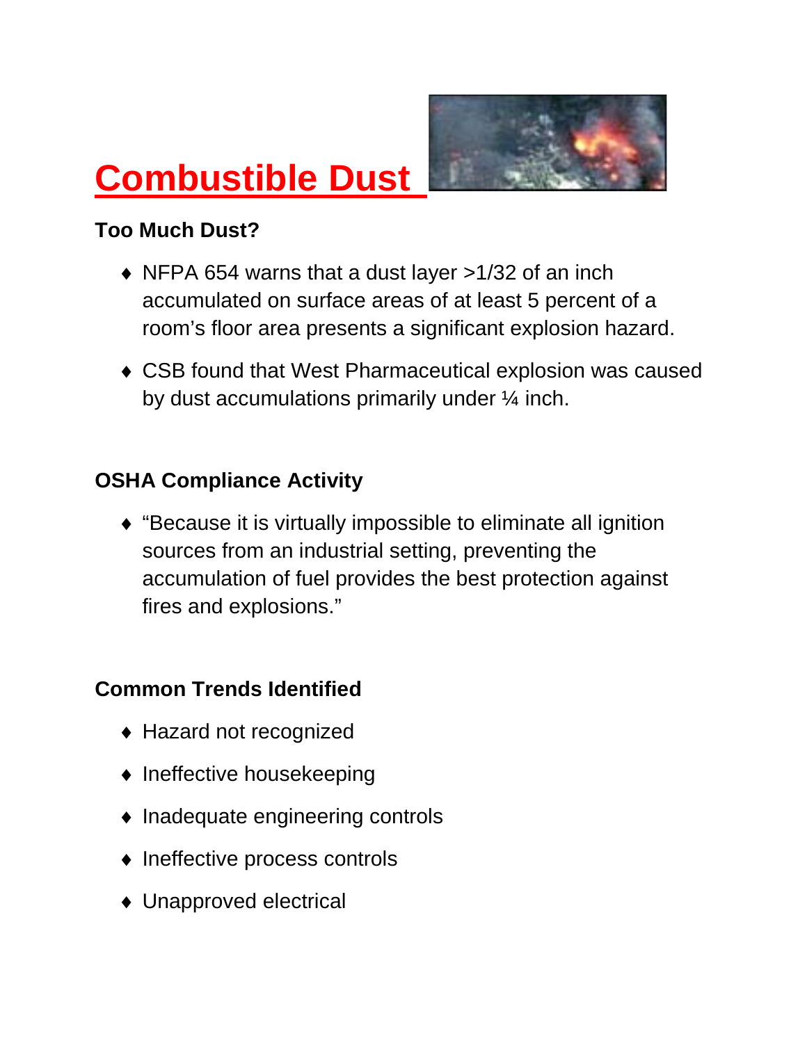# Combustible Dust

### Too Much Dust?

- NFPA 654 warns that a dust layer >1/32 of an inch accumulated on surface areas of at least 5 percent of a room's floor area presents a significant explosion hazard.
- CSB found that West Pharmaceutical explosion was caused by dust accumulations primarily under ¼ inch.

### OSHA Compliance Activity

- "Because it is virtually impossible to eliminate all ignition sources from an industrial setting, preventing the accumulation of fuel provides the best protection against fires and explosions."

### Common Trends Identified

- Hazard not recognized
- Ineffective housekeeping
- Inadequate engineering controls
- Ineffective process controls
- Unapproved electrical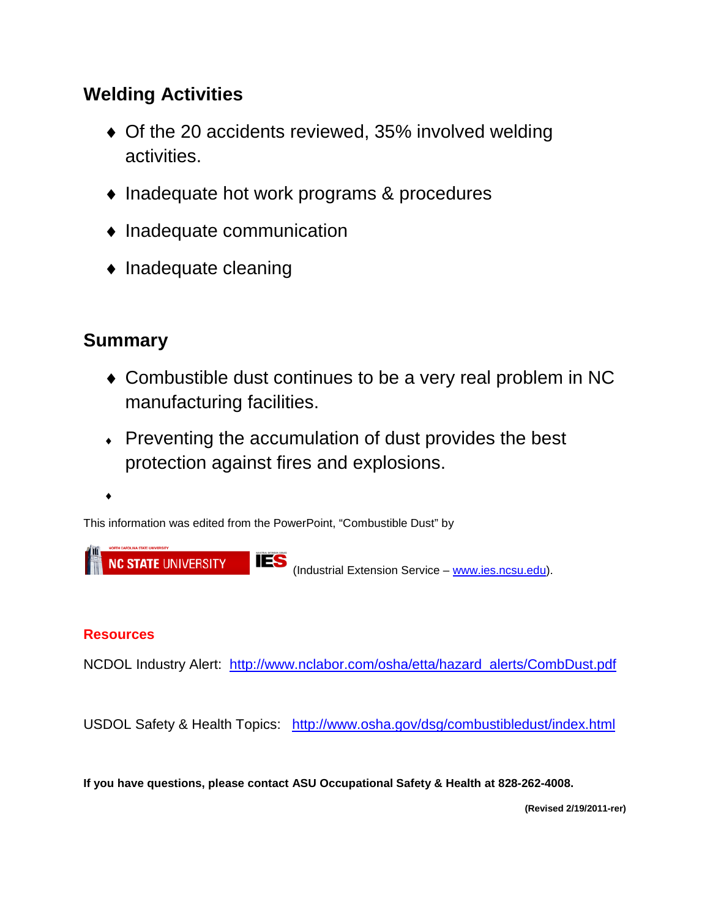## Welding Activities

- Of the 20 accidents reviewed, 35% involved welding activities.
- Inadequate hot work programs & procedures
- Inadequate communication
- Inadequate cleaning

## Summary

- Combustible dust continues to be a very real problem in NC manufacturing facilities.
- Preventing the accumulation of dust provides the best protection against fires and explosions.

This information was edited from the PowerPoint, "Combustible Dust" by

NC STATE UNIVERSITY IES (Industrial Extension Service – www.ies.ncsu.edu).

**Resources**

NCDOL Industry Alert: http://www.nclabor.com/osha/etta/hazard_alerts/CombDust.pdf

USDOL Safety & Health Topics: http://www.osha.gov/dsg/combustibledust/index.html

**If you have questions, please contact ASU Occupational Safety & Health at 828-262-4008.**

**(Revised 2/19/2011-rer)**